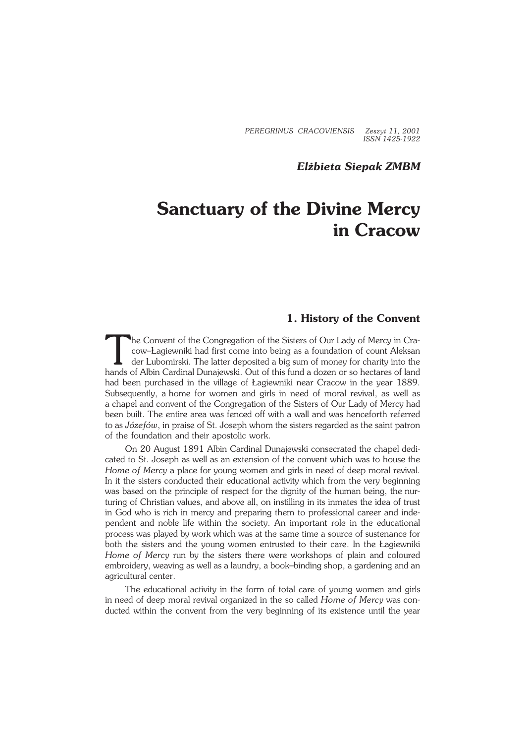*Elżbieta Siepak ZMBM*

# Sanctuary of the Divine Mercy in Cracow

## 1. History of the Convent

The Convent of the Congregation of the Sisters of Our Lady of Mercy in Cracow–Łagiewniki had first come into being as a foundation of count Aleksander Lubomirski. The latter deposited a big sum of money for charity into the hands of Albin Cardinal Dunajewski. Out of this fund a dozen or so hectares of land had been purchased in the village of Łagiewniki near Cracow in the year 1889. Subsequently, a home for women and girls in need of moral revival, as well as a chapel and convent of the Congregation of the Sisters of Our Lady of Mercy had been built. The entire area was fenced off with a wall and was henceforth referred to as *Józefów*, in praise of St. Joseph whom the sisters regarded as the saint patron of the foundation and their apostolic work.

On 20 August 1891 Albin Cardinal Dunajewski consecrated the chapel dedicated to St. Joseph as well as an extension of the convent which was to house the *Home of Mercy* a place for young women and girls in need of deep moral revival. In it the sisters conducted their educational activity which from the very beginning was based on the principle of respect for the dignity of the human being, the nurturing of Christian values, and above all, on instilling in its inmates the idea of trust in God who is rich in mercy and preparing them to professional career and independent and noble life within the society. An important role in the educational process was played by work which was at the same time a source of sustenance for both the sisters and the young women entrusted to their care. In the Łagiewniki *Home of Mercy* run by the sisters there were workshops of plain and coloured embroidery, weaving as well as a laundry, a book–binding shop, a gardening and an agricultural center.

The educational activity in the form of total care of young women and girls in need of deep moral revival organized in the so called *Home of Mercy* was conducted within the convent from the very beginning of its existence until the year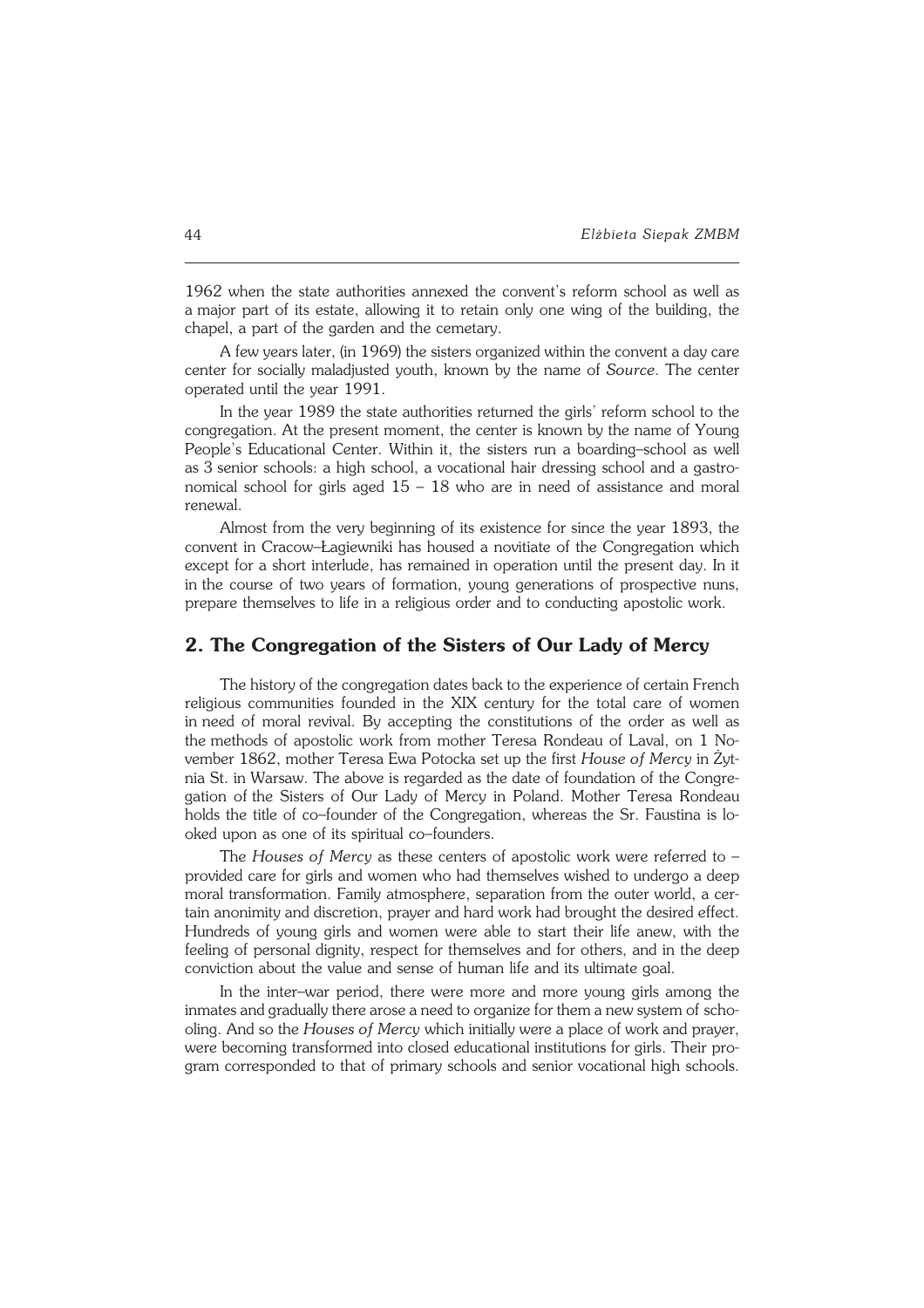1962 when the state authorities annexed the convent's reform school as well as a major part of its estate, allowing it to retain only one wing of the building, the chapel, a part of the garden and the cemetary.

A few years later, (in 1969) the sisters organized within the convent a day care center for socially maladjusted youth, known by the name of *Source*. The center operated until the year 1991.

In the year 1989 the state authorities returned the girls' reform school to the congregation. At the present moment, the center is known by the name of Young People's Educational Center. Within it, the sisters run a boarding–school as well as 3 senior schools: a high school, a vocational hair dressing school and a gastronomical school for girls aged 15 – 18 who are in need of assistance and moral renewal.

Almost from the very beginning of its existence for since the year 1893, the convent in Cracow–Łagiewniki has housed a novitiate of the Congregation which except for a short interlude, has remained in operation until the present day. In it in the course of two years of formation, young generations of prospective nuns, prepare themselves to life in a religious order and to conducting apostolic work.

## 2. The Congregation of the Sisters of Our Lady of Mercy

The history of the congregation dates back to the experience of certain French religious communities founded in the XIX century for the total care of women in need of moral revival. By accepting the constitutions of the order as well as the methods of apostolic work from mother Teresa Rondeau of Laval, on 1 November 1862, mother Teresa Ewa Potocka set up the first *House of Mercy* in Żytnia St. in Warsaw. The above is regarded as the date of foundation of the Congregation of the Sisters of Our Lady of Mercy in Poland. Mother Teresa Rondeau holds the title of co–founder of the Congregation, whereas the Sr. Faustina is looked upon as one of its spiritual co–founders.

The *Houses of Mercy* as these centers of apostolic work were referred to – provided care for girls and women who had themselves wished to undergo a deep moral transformation. Family atmosphere, separation from the outer world, a certain anonimity and discretion, prayer and hard work had brought the desired effect. Hundreds of young girls and women were able to start their life anew, with the feeling of personal dignity, respect for themselves and for others, and in the deep conviction about the value and sense of human life and its ultimate goal.

In the inter–war period, there were more and more young girls among the inmates and gradually there arose a need to organize for them a new system of schooling. And so the *Houses of Mercy* which initially were a place of work and prayer, were becoming transformed into closed educational institutions for girls. Their program corresponded to that of primary schools and senior vocational high schools.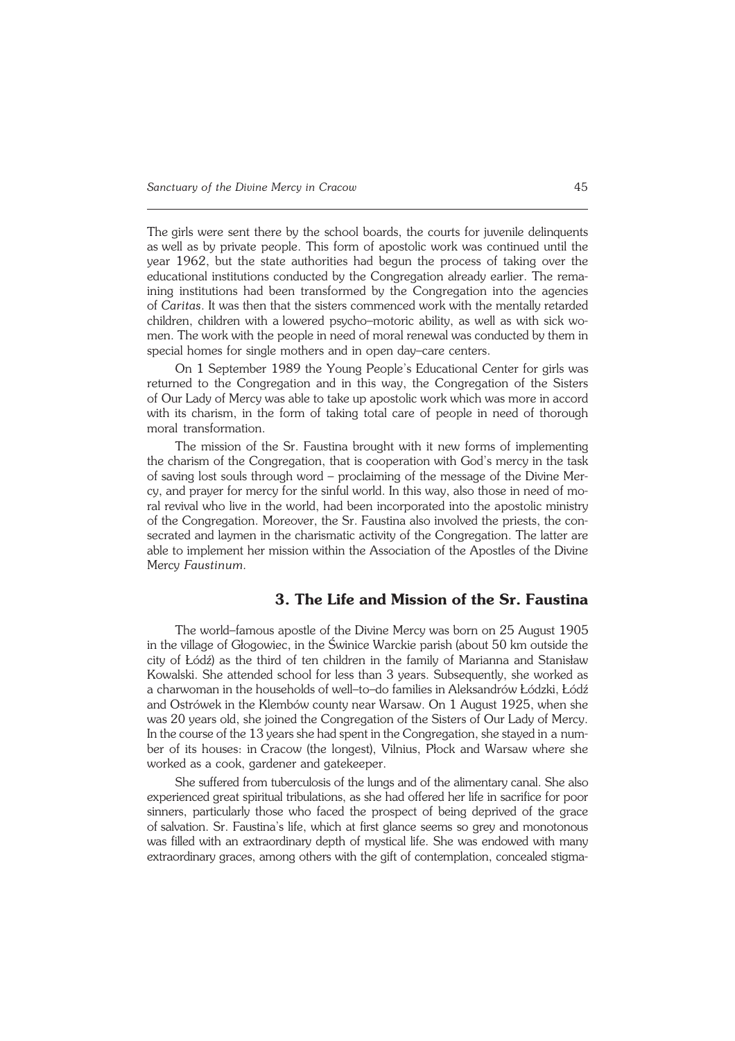The girls were sent there by the school boards, the courts for juvenile delinquents as well as by private people. This form of apostolic work was continued until the year 1962, but the state authorities had begun the process of taking over the educational institutions conducted by the Congregation already earlier. The remaining institutions had been transformed by the Congregation into the agencies of *Caritas*. It was then that the sisters commenced work with the mentally retarded children, children with a lowered psycho–motoric ability, as well as with sick women. The work with the people in need of moral renewal was conducted by them in special homes for single mothers and in open day–care centers.

On 1 September 1989 the Young People's Educational Center for girls was returned to the Congregation and in this way, the Congregation of the Sisters of Our Lady of Mercy was able to take up apostolic work which was more in accord with its charism, in the form of taking total care of people in need of thorough moral transformation.

The mission of the Sr. Faustina brought with it new forms of implementing the charism of the Congregation, that is cooperation with God's mercy in the task of saving lost souls through word – proclaiming of the message of the Divine Mercy, and prayer for mercy for the sinful world. In this way, also those in need of moral revival who live in the world, had been incorporated into the apostolic ministry of the Congregation. Moreover, the Sr. Faustina also involved the priests, the consecrated and laymen in the charismatic activity of the Congregation. The latter are able to implement her mission within the Association of the Apostles of the Divine Mercy *Faustinum*.

## 3. The Life and Mission of the Sr. Faustina

The world–famous apostle of the Divine Mercy was born on 25 August 1905 in the village of Głogowiec, in the Świnice Warckie parish (about 50 km outside the city of Łódź) as the third of ten children in the family of Marianna and Stanisław Kowalski. She attended school for less than 3 years. Subsequently, she worked as a charwoman in the households of well–to–do families in Aleksandrów Łódzki, Łódź and Ostrówek in the Klembów county near Warsaw. On 1 August 1925, when she was 20 years old, she joined the Congregation of the Sisters of Our Lady of Mercy. In the course of the 13 years she had spent in the Congregation, she stayed in a number of its houses: in Cracow (the longest), Vilnius, Płock and Warsaw where she worked as a cook, gardener and gatekeeper.

She suffered from tuberculosis of the lungs and of the alimentary canal. She also experienced great spiritual tribulations, as she had offered her life in sacrifice for poor sinners, particularly those who faced the prospect of being deprived of the grace of salvation. Sr. Faustina's life, which at first glance seems so grey and monotonous was filled with an extraordinary depth of mystical life. She was endowed with many extraordinary graces, among others with the gift of contemplation, concealed stigma-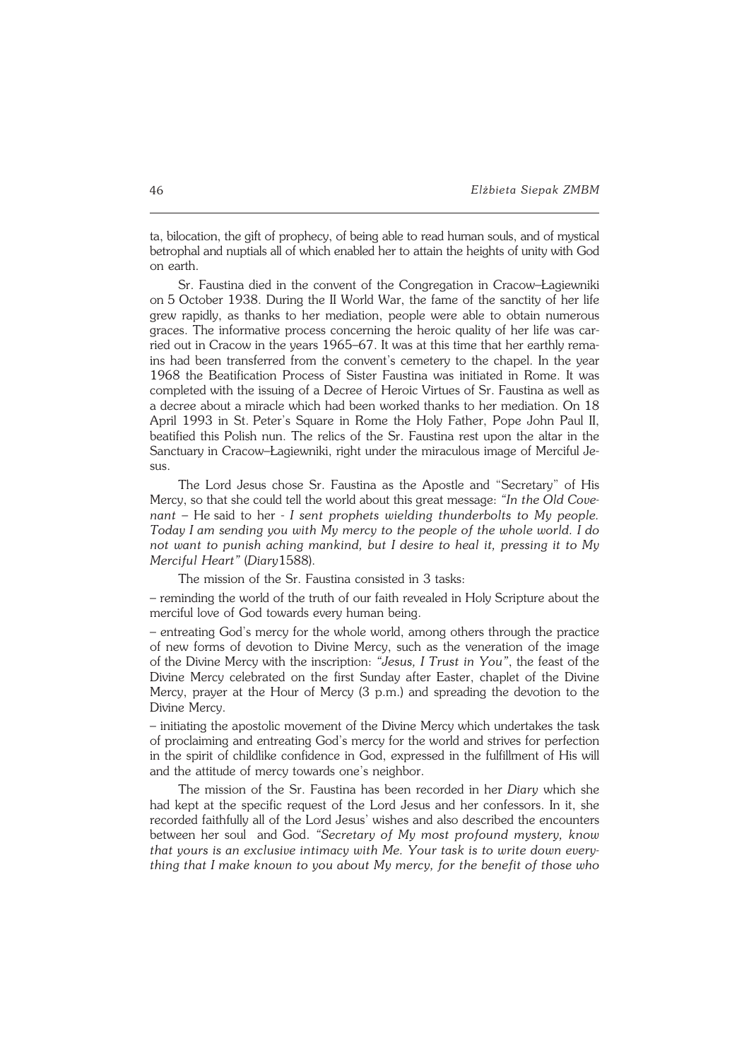ta, bilocation, the gift of prophecy, of being able to read human souls, and of mystical betrophal and nuptials all of which enabled her to attain the heights of unity with God on earth.

Sr. Faustina died in the convent of the Congregation in Cracow–Łagiewniki on 5 October 1938. During the II World War, the fame of the sanctity of her life grew rapidly, as thanks to her mediation, people were able to obtain numerous graces. The informative process concerning the heroic quality of her life was carried out in Cracow in the years 1965–67. It was at this time that her earthly remains had been transferred from the convent's cemetery to the chapel. In the year 1968 the Beatification Process of Sister Faustina was initiated in Rome. It was completed with the issuing of a Decree of Heroic Virtues of Sr. Faustina as well as a decree about a miracle which had been worked thanks to her mediation. On 18 April 1993 in St. Peter's Square in Rome the Holy Father, Pope John Paul II, beatified this Polish nun. The relics of the Sr. Faustina rest upon the altar in the Sanctuary in Cracow–Łagiewniki, right under the miraculous image of Merciful Jesus.

The Lord Jesus chose Sr. Faustina as the Apostle and "Secretary" of His Mercy, so that she could tell the world about this great message: *"In the Old Covenant* – He said to her - *I sent prophets wielding thunderbolts to My people. Today I am sending you with My mercy to the people of the whole world. I do not want to punish aching mankind, but I desire to heal it, pressing it to My Merciful Heart"* (*Diary*1588).

The mission of the Sr. Faustina consisted in 3 tasks:

– reminding the world of the truth of our faith revealed in Holy Scripture about the merciful love of God towards every human being.

– entreating God's mercy for the whole world, among others through the practice of new forms of devotion to Divine Mercy, such as the veneration of the image of the Divine Mercy with the inscription: *"Jesus, I Trust in You"*, the feast of the Divine Mercy celebrated on the first Sunday after Easter, chaplet of the Divine Mercy, prayer at the Hour of Mercy (3 p.m.) and spreading the devotion to the Divine Mercy.

– initiating the apostolic movement of the Divine Mercy which undertakes the task of proclaiming and entreating God's mercy for the world and strives for perfection in the spirit of childlike confidence in God, expressed in the fulfillment of His will and the attitude of mercy towards one's neighbor.

The mission of the Sr. Faustina has been recorded in her *Diary* which she had kept at the specific request of the Lord Jesus and her confessors. In it, she recorded faithfully all of the Lord Jesus' wishes and also described the encounters between her soul and God. *"Secretary of My most profound mystery, know that yours is an exclusive intimacy with Me. Your task is to write down everything that I make known to you about My mercy, for the benefit of those who*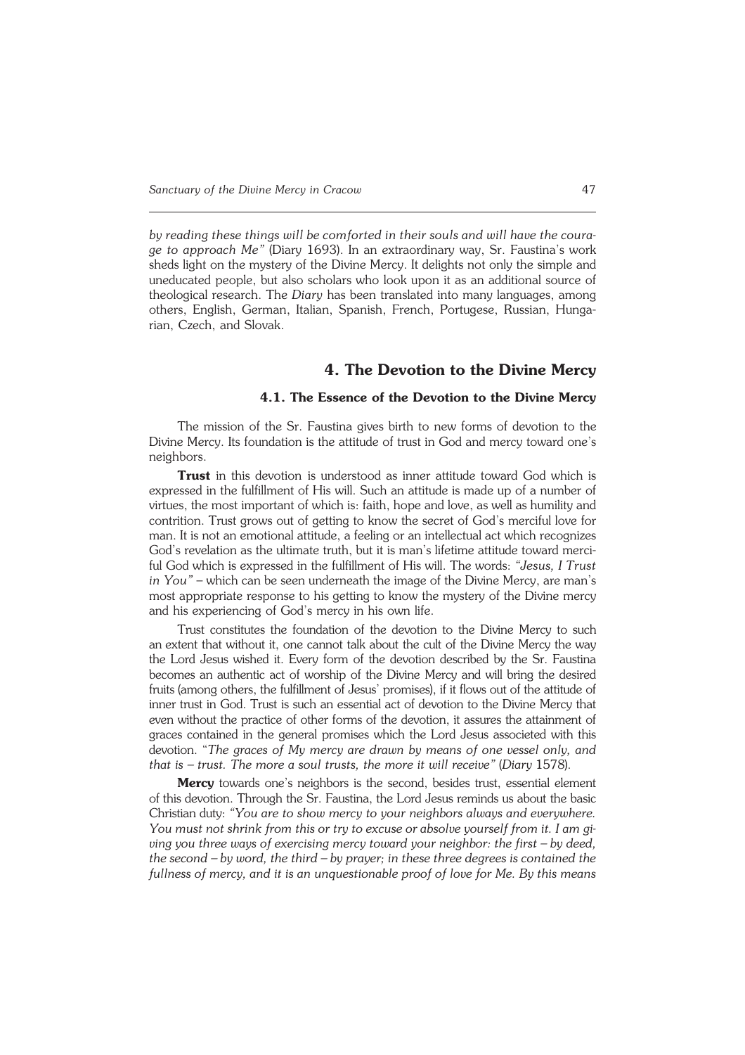*by reading these things will be comforted in their souls and will have the courage to approach Me"* (Diary 1693). In an extraordinary way, Sr. Faustina's work sheds light on the mystery of the Divine Mercy. It delights not only the simple and uneducated people, but also scholars who look upon it as an additional source of theological research. The *Diary* has been translated into many languages, among others, English, German, Italian, Spanish, French, Portugese, Russian, Hungarian, Czech, and Slovak.

## 4. The Devotion to the Divine Mercy

### 4.1. The Essence of the Devotion to the Divine Mercy

The mission of the Sr. Faustina gives birth to new forms of devotion to the Divine Mercy. Its foundation is the attitude of trust in God and mercy toward one's neighbors.

**Trust** in this devotion is understood as inner attitude toward God which is expressed in the fulfillment of His will. Such an attitude is made up of a number of virtues, the most important of which is: faith, hope and love, as well as humility and contrition. Trust grows out of getting to know the secret of God's merciful love for man. It is not an emotional attitude, a feeling or an intellectual act which recognizes God's revelation as the ultimate truth, but it is man's lifetime attitude toward merciful God which is expressed in the fulfillment of His will. The words: *"Jesus, I Trust in You"* – which can be seen underneath the image of the Divine Mercy, are man's most appropriate response to his getting to know the mystery of the Divine mercy and his experiencing of God's mercy in his own life.

Trust constitutes the foundation of the devotion to the Divine Mercy to such an extent that without it, one cannot talk about the cult of the Divine Mercy the way the Lord Jesus wished it. Every form of the devotion described by the Sr. Faustina becomes an authentic act of worship of the Divine Mercy and will bring the desired fruits (among others, the fulfillment of Jesus' promises), if it flows out of the attitude of inner trust in God. Trust is such an essential act of devotion to the Divine Mercy that even without the practice of other forms of the devotion, it assures the attainment of graces contained in the general promises which the Lord Jesus associeted with this devotion. "*The graces of My mercy are drawn by means of one vessel only, and that is – trust. The more a soul trusts, the more it will receive"* (*Diary* 1578).

**Mercy** towards one's neighbors is the second, besides trust, essential element of this devotion. Through the Sr. Faustina, the Lord Jesus reminds us about the basic Christian duty: *"You are to show mercy to your neighbors always and everywhere. You must not shrink from this or try to excuse or absolve yourself from it. I am giving you three ways of exercising mercy toward your neighbor: the first – by deed, the second – by word, the third – by prayer; in these three degrees is contained the fullness of mercy, and it is an unquestionable proof of love for Me. By this means*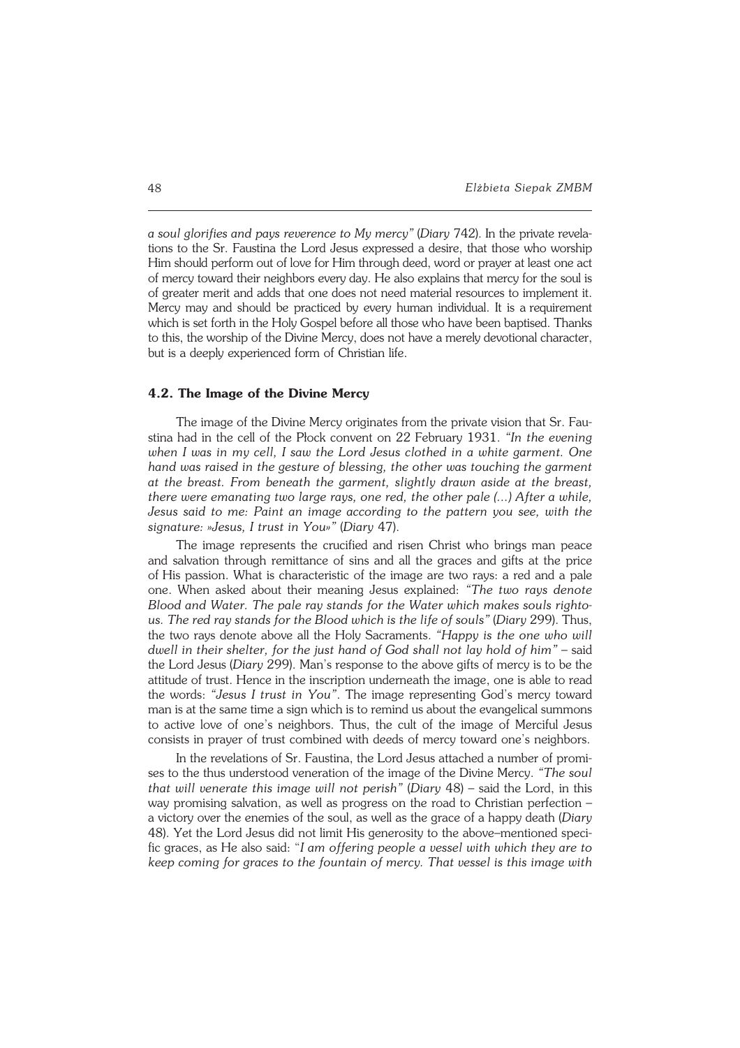*a soul glorifies and pays reverence to My mercy"* (*Diary* 742). In the private revelations to the Sr. Faustina the Lord Jesus expressed a desire, that those who worship Him should perform out of love for Him through deed, word or prayer at least one act of mercy toward their neighbors every day. He also explains that mercy for the soul is of greater merit and adds that one does not need material resources to implement it. Mercy may and should be practiced by every human individual. It is a requirement which is set forth in the Holy Gospel before all those who have been baptised. Thanks to this, the worship of the Divine Mercy, does not have a merely devotional character, but is a deeply experienced form of Christian life.

### 4.2. The Image of the Divine Mercy

The image of the Divine Mercy originates from the private vision that Sr. Faustina had in the cell of the Płock convent on 22 February 1931. *"In the evening when I was in my cell, I saw the Lord Jesus clothed in a white garment. One hand was raised in the gesture of blessing, the other was touching the garment at the breast. From beneath the garment, slightly drawn aside at the breast, there were emanating two large rays, one red, the other pale (...) After a while, Jesus said to me: Paint an image according to the pattern you see, with the signature: »Jesus, I trust in You»"* (*Diary* 47).

The image represents the crucified and risen Christ who brings man peace and salvation through remittance of sins and all the graces and gifts at the price of His passion. What is characteristic of the image are two rays: a red and a pale one. When asked about their meaning Jesus explained: *"The two rays denote Blood and Water. The pale ray stands for the Water which makes souls rightous. The red ray stands for the Blood which is the life of souls"* (*Diary* 299). Thus, the two rays denote above all the Holy Sacraments. *"Happy is the one who will dwell in their shelter, for the just hand of God shall not lay hold of him"* – said the Lord Jesus (*Diary* 299). Man's response to the above gifts of mercy is to be the attitude of trust. Hence in the inscription underneath the image, one is able to read the words: *"Jesus I trust in You"*. The image representing God's mercy toward man is at the same time a sign which is to remind us about the evangelical summons to active love of one's neighbors. Thus, the cult of the image of Merciful Jesus consists in prayer of trust combined with deeds of mercy toward one's neighbors.

In the revelations of Sr. Faustina, the Lord Jesus attached a number of promises to the thus understood veneration of the image of the Divine Mercy. *"The soul that will venerate this image will not perish"* (*Diary* 48) – said the Lord, in this way promising salvation, as well as progress on the road to Christian perfection – a victory over the enemies of the soul, as well as the grace of a happy death (*Diary* 48). Yet the Lord Jesus did not limit His generosity to the above–mentioned specific graces, as He also said: "*I am offering people a vessel with which they are to keep coming for graces to the fountain of mercy. That vessel is this image with*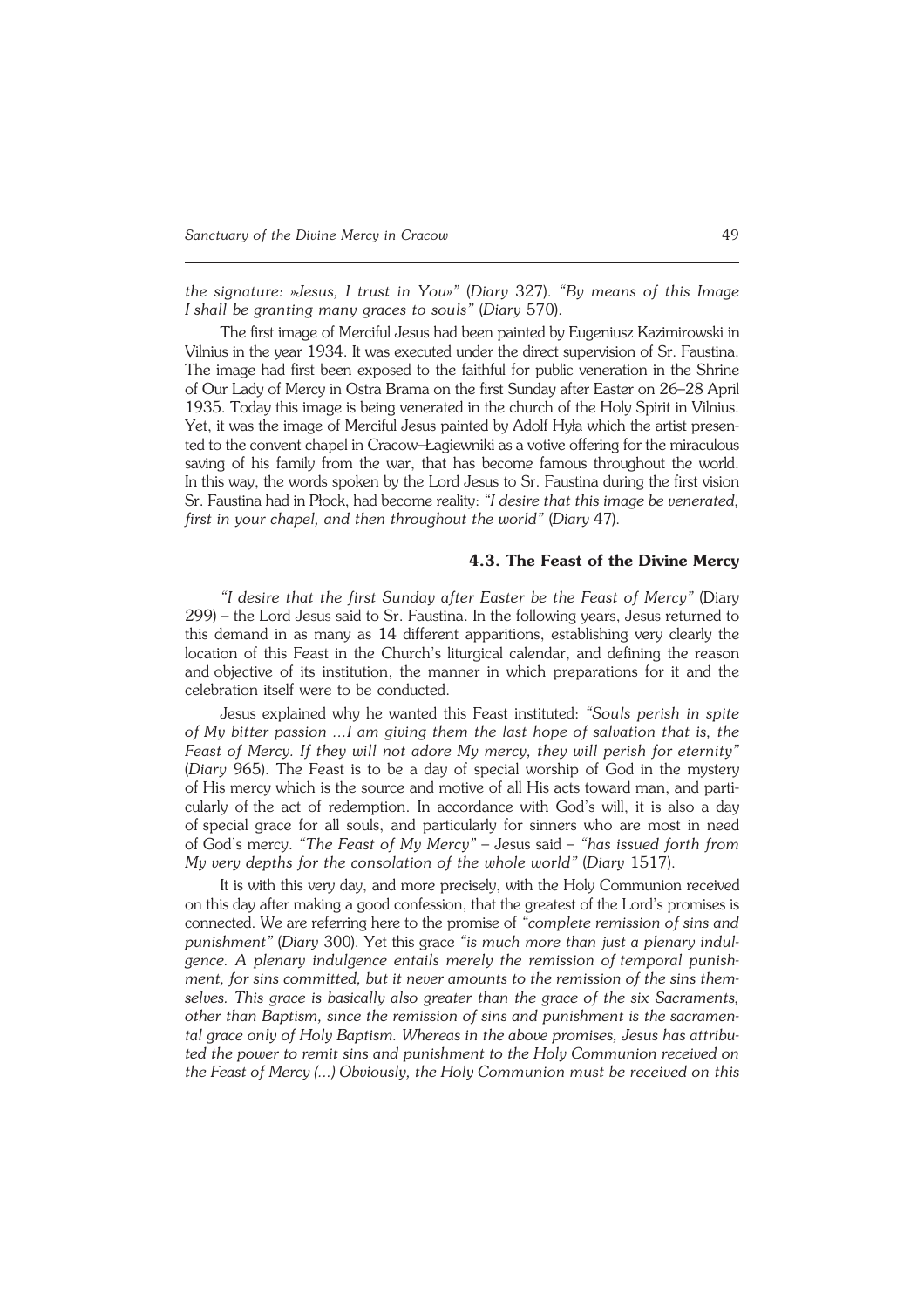*the signature: »Jesus, I trust in You»"* (*Diary* 327). *"By means of this Image I shall be granting many graces to souls"* (*Diary* 570).

The first image of Merciful Jesus had been painted by Eugeniusz Kazimirowski in Vilnius in the year 1934. It was executed under the direct supervision of Sr. Faustina. The image had first been exposed to the faithful for public veneration in the Shrine of Our Lady of Mercy in Ostra Brama on the first Sunday after Easter on 26–28 April 1935. Today this image is being venerated in the church of the Holy Spirit in Vilnius. Yet, it was the image of Merciful Jesus painted by Adolf Hyła which the artist presented to the convent chapel in Cracow–Łagiewniki as a votive offering for the miraculous saving of his family from the war, that has become famous throughout the world. In this way, the words spoken by the Lord Jesus to Sr. Faustina during the first vision Sr. Faustina had in Płock, had become reality: *"I desire that this image be venerated, first in your chapel, and then throughout the world"* (*Diary* 47).

### 4.3. The Feast of the Divine Mercy

*"I desire that the first Sunday after Easter be the Feast of Mercy"* (Diary 299) – the Lord Jesus said to Sr. Faustina. In the following years, Jesus returned to this demand in as many as 14 different apparitions, establishing very clearly the location of this Feast in the Church's liturgical calendar, and defining the reason and objective of its institution, the manner in which preparations for it and the celebration itself were to be conducted.

Jesus explained why he wanted this Feast instituted: *"Souls perish in spite of My bitter passion ...I am giving them the last hope of salvation that is, the Feast of Mercy. If they will not adore My mercy, they will perish for eternity"* (*Diary* 965). The Feast is to be a day of special worship of God in the mystery of His mercy which is the source and motive of all His acts toward man, and particularly of the act of redemption. In accordance with God's will, it is also a day of special grace for all souls, and particularly for sinners who are most in need of God's mercy. *"The Feast of My Mercy"* – Jesus said – *"has issued forth from My very depths for the consolation of the whole world"* (*Diary* 1517).

It is with this very day, and more precisely, with the Holy Communion received on this day after making a good confession, that the greatest of the Lord's promises is connected. We are referring here to the promise of *"complete remission of sins and punishment"* (*Diary* 300). Yet this grace *"is much more than just a plenary indulgence. A plenary indulgence entails merely the remission of temporal punishment, for sins committed, but it never amounts to the remission of the sins themselves. This grace is basically also greater than the grace of the six Sacraments, other than Baptism, since the remission of sins and punishment is the sacramental grace only of Holy Baptism. Whereas in the above promises, Jesus has attributed the power to remit sins and punishment to the Holy Communion received on the Feast of Mercy (...) Obviously, the Holy Communion must be received on this*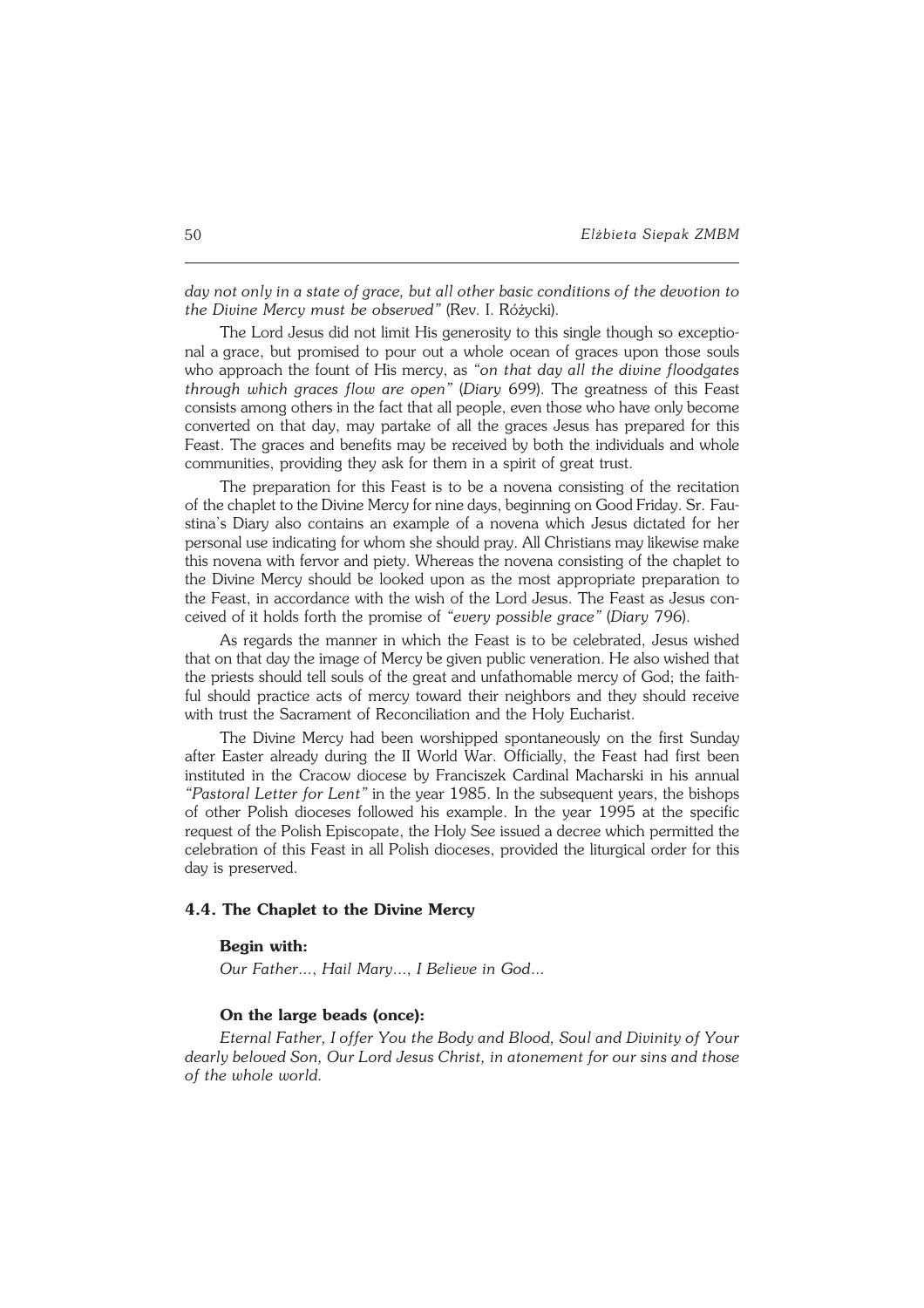*day not only in a state of grace, but all other basic conditions of the devotion to the Divine Mercy must be observed"* (Rev. I. Różycki).

The Lord Jesus did not limit His generosity to this single though so exceptional a grace, but promised to pour out a whole ocean of graces upon those souls who approach the fount of His mercy, as *"on that day all the divine floodgates through which graces flow are open"* (*Diary* 699). The greatness of this Feast consists among others in the fact that all people, even those who have only become converted on that day, may partake of all the graces Jesus has prepared for this Feast. The graces and benefits may be received by both the individuals and whole communities, providing they ask for them in a spirit of great trust.

The preparation for this Feast is to be a novena consisting of the recitation of the chaplet to the Divine Mercy for nine days, beginning on Good Friday. Sr. Faustina's Diary also contains an example of a novena which Jesus dictated for her personal use indicating for whom she should pray. All Christians may likewise make this novena with fervor and piety. Whereas the novena consisting of the chaplet to the Divine Mercy should be looked upon as the most appropriate preparation to the Feast, in accordance with the wish of the Lord Jesus. The Feast as Jesus conceived of it holds forth the promise of *"every possible grace"* (*Diary* 796).

As regards the manner in which the Feast is to be celebrated, Jesus wished that on that day the image of Mercy be given public veneration. He also wished that the priests should tell souls of the great and unfathomable mercy of God; the faithful should practice acts of mercy toward their neighbors and they should receive with trust the Sacrament of Reconciliation and the Holy Eucharist.

The Divine Mercy had been worshipped spontaneously on the first Sunday after Easter already during the II World War. Officially, the Feast had first been instituted in the Cracow diocese by Franciszek Cardinal Macharski in his annual *"Pastoral Letter for Lent"* in the year 1985. In the subsequent years, the bishops of other Polish dioceses followed his example. In the year 1995 at the specific request of the Polish Episcopate, the Holy See issued a decree which permitted the celebration of this Feast in all Polish dioceses, provided the liturgical order for this day is preserved.

### 4.4. The Chaplet to the Divine Mercy

**Begin with:**

*Our Father*..., *Hail Mary*..., *I Believe in God*...

**On the large beads (once):**

*Eternal Father, I offer You the Body and Blood, Soul and Divinity of Your dearly beloved Son, Our Lord Jesus Christ, in atonement for our sins and those of the whole world.*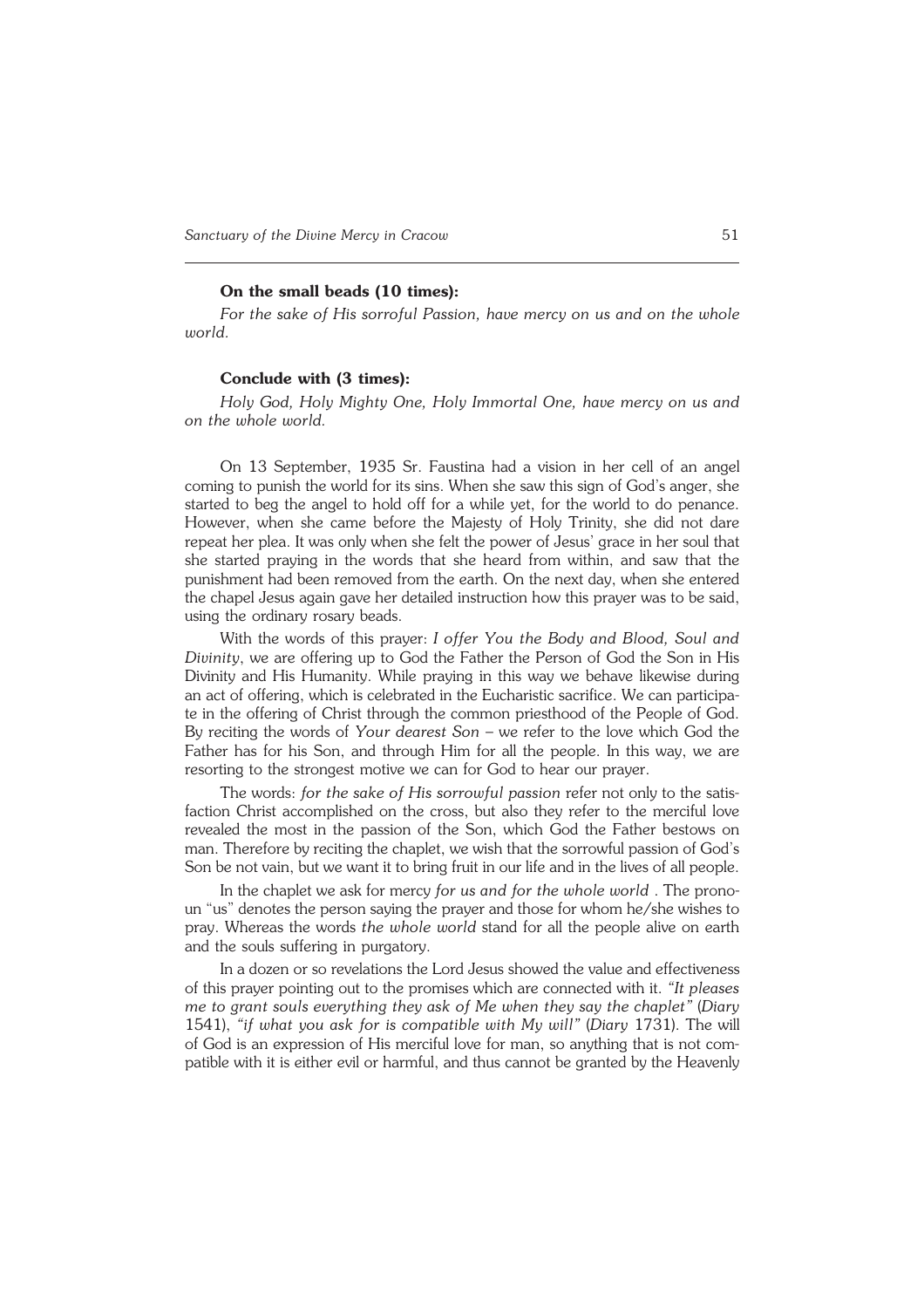**On the small beads (10 times):**

*For the sake of His sorroful Passion, have mercy on us and on the whole world.*

**Conclude with (3 times):**

*Holy God, Holy Mighty One, Holy Immortal One, have mercy on us and on the whole world.*

On 13 September, 1935 Sr. Faustina had a vision in her cell of an angel coming to punish the world for its sins. When she saw this sign of God's anger, she started to beg the angel to hold off for a while yet, for the world to do penance. However, when she came before the Majesty of Holy Trinity, she did not dare repeat her plea. It was only when she felt the power of Jesus' grace in her soul that she started praying in the words that she heard from within, and saw that the punishment had been removed from the earth. On the next day, when she entered the chapel Jesus again gave her detailed instruction how this prayer was to be said, using the ordinary rosary beads.

With the words of this prayer: *I offer You the Body and Blood, Soul and Divinity*, we are offering up to God the Father the Person of God the Son in His Divinity and His Humanity. While praying in this way we behave likewise during an act of offering, which is celebrated in the Eucharistic sacrifice. We can participate in the offering of Christ through the common priesthood of the People of God. By reciting the words of *Your dearest Son* – we refer to the love which God the Father has for his Son, and through Him for all the people. In this way, we are resorting to the strongest motive we can for God to hear our prayer.

The words: *for the sake of His sorrowful passion* refer not only to the satisfaction Christ accomplished on the cross, but also they refer to the merciful love revealed the most in the passion of the Son, which God the Father bestows on man. Therefore by reciting the chaplet, we wish that the sorrowful passion of God's Son be not vain, but we want it to bring fruit in our life and in the lives of all people.

In the chaplet we ask for mercy *for us and for the whole world* . The pronoun "us" denotes the person saying the prayer and those for whom he/she wishes to pray. Whereas the words *the whole world* stand for all the people alive on earth and the souls suffering in purgatory.

In a dozen or so revelations the Lord Jesus showed the value and effectiveness of this prayer pointing out to the promises which are connected with it. *"It pleases me to grant souls everything they ask of Me when they say the chaplet"* (*Diary* 1541), *"if what you ask for is compatible with My will"* (*Diary* 1731). The will of God is an expression of His merciful love for man, so anything that is not compatible with it is either evil or harmful, and thus cannot be granted by the Heavenly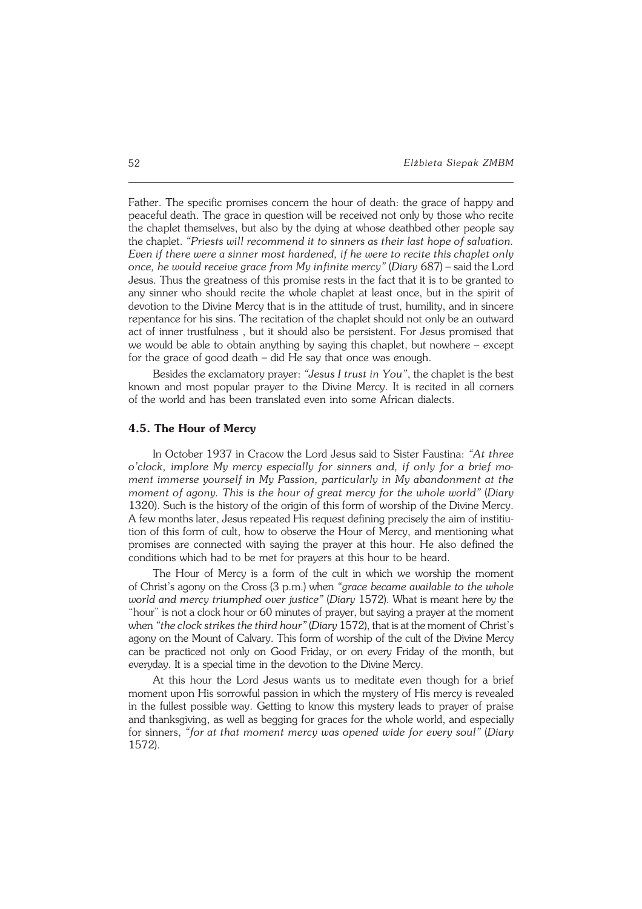Father. The specific promises concern the hour of death: the grace of happy and peaceful death. The grace in question will be received not only by those who recite the chaplet themselves, but also by the dying at whose deathbed other people say the chaplet. *"Priests will recommend it to sinners as their last hope of salvation. Even if there were a sinner most hardened, if he were to recite this chaplet only once, he would receive grace from My infinite mercy"* (*Diary* 687) – said the Lord Jesus. Thus the greatness of this promise rests in the fact that it is to be granted to any sinner who should recite the whole chaplet at least once, but in the spirit of devotion to the Divine Mercy that is in the attitude of trust, humility, and in sincere repentance for his sins. The recitation of the chaplet should not only be an outward act of inner trustfulness , but it should also be persistent. For Jesus promised that we would be able to obtain anything by saying this chaplet, but nowhere – except for the grace of good death – did He say that once was enough.

Besides the exclamatory prayer: *"Jesus I trust in You"*, the chaplet is the best known and most popular prayer to the Divine Mercy. It is recited in all corners of the world and has been translated even into some African dialects.

### 4.5. The Hour of Mercy

In October 1937 in Cracow the Lord Jesus said to Sister Faustina: *"At three o'clock, implore My mercy especially for sinners and, if only for a brief moment immerse yourself in My Passion, particularly in My abandonment at the moment of agony. This is the hour of great mercy for the whole world"* (*Diary* 1320). Such is the history of the origin of this form of worship of the Divine Mercy. A few months later, Jesus repeated His request defining precisely the aim of institiution of this form of cult, how to observe the Hour of Mercy, and mentioning what promises are connected with saying the prayer at this hour. He also defined the conditions which had to be met for prayers at this hour to be heard.

The Hour of Mercy is a form of the cult in which we worship the moment of Christ's agony on the Cross (3 p.m.) when *"grace became available to the whole world and mercy triumphed over justice"* (*Diary* 1572). What is meant here by the "hour" is not a clock hour or 60 minutes of prayer, but saying a prayer at the moment when *"the clock strikes the third hour"* (*Diary* 1572), that is at the moment of Christ's agony on the Mount of Calvary. This form of worship of the cult of the Divine Mercy can be practiced not only on Good Friday, or on every Friday of the month, but everyday. It is a special time in the devotion to the Divine Mercy.

At this hour the Lord Jesus wants us to meditate even though for a brief moment upon His sorrowful passion in which the mystery of His mercy is revealed in the fullest possible way. Getting to know this mystery leads to prayer of praise and thanksgiving, as well as begging for graces for the whole world, and especially for sinners, *"for at that moment mercy was opened wide for every soul"* (*Diary* 1572).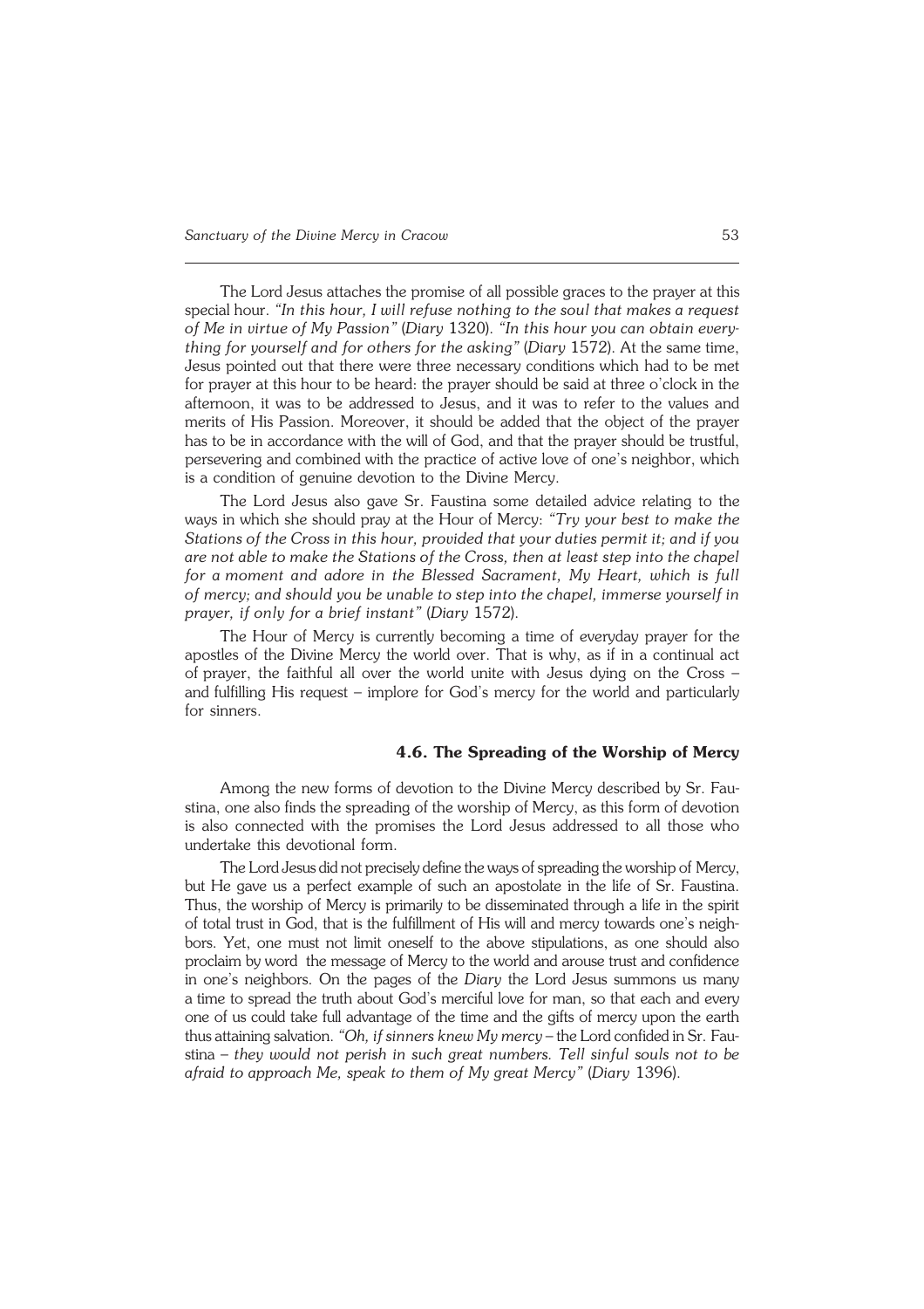The Lord Jesus attaches the promise of all possible graces to the prayer at this special hour. *"In this hour, I will refuse nothing to the soul that makes a request of Me in virtue of My Passion"* (*Diary* 1320). *"In this hour you can obtain everything for yourself and for others for the asking"* (*Diary* 1572). At the same time, Jesus pointed out that there were three necessary conditions which had to be met for prayer at this hour to be heard: the prayer should be said at three o'clock in the afternoon, it was to be addressed to Jesus, and it was to refer to the values and merits of His Passion. Moreover, it should be added that the object of the prayer has to be in accordance with the will of God, and that the prayer should be trustful, persevering and combined with the practice of active love of one's neighbor, which is a condition of genuine devotion to the Divine Mercy.

The Lord Jesus also gave Sr. Faustina some detailed advice relating to the ways in which she should pray at the Hour of Mercy: *"Try your best to make the Stations of the Cross in this hour, provided that your duties permit it; and if you are not able to make the Stations of the Cross, then at least step into the chapel for a moment and adore in the Blessed Sacrament, My Heart, which is full of mercy; and should you be unable to step into the chapel, immerse yourself in prayer, if only for a brief instant"* (*Diary* 1572).

The Hour of Mercy is currently becoming a time of everyday prayer for the apostles of the Divine Mercy the world over. That is why, as if in a continual act of prayer, the faithful all over the world unite with Jesus dying on the Cross – and fulfilling His request – implore for God's mercy for the world and particularly for sinners.

### 4.6. The Spreading of the Worship of Mercy

Among the new forms of devotion to the Divine Mercy described by Sr. Faustina, one also finds the spreading of the worship of Mercy, as this form of devotion is also connected with the promises the Lord Jesus addressed to all those who undertake this devotional form.

The Lord Jesus did not precisely define the ways of spreading the worship of Mercy, but He gave us a perfect example of such an apostolate in the life of Sr. Faustina. Thus, the worship of Mercy is primarily to be disseminated through a life in the spirit of total trust in God, that is the fulfillment of His will and mercy towards one's neighbors. Yet, one must not limit oneself to the above stipulations, as one should also proclaim by word the message of Mercy to the world and arouse trust and confidence in one's neighbors. On the pages of the *Diary* the Lord Jesus summons us many a time to spread the truth about God's merciful love for man, so that each and every one of us could take full advantage of the time and the gifts of mercy upon the earth thus attaining salvation. *"Oh, if sinners knew My mercy* – the Lord confided in Sr. Faustina – *they would not perish in such great numbers. Tell sinful souls not to be afraid to approach Me, speak to them of My great Mercy"* (*Diary* 1396).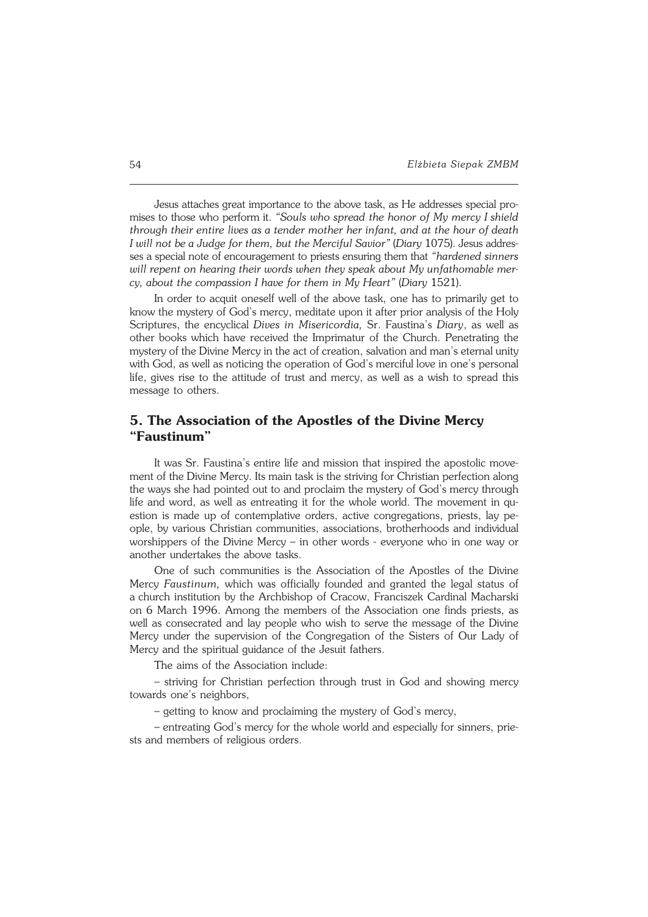Jesus attaches great importance to the above task, as He addresses special promises to those who perform it. *"Souls who spread the honor of My mercy I shield through their entire lives as a tender mother her infant, and at the hour of death I will not be a Judge for them, but the Merciful Savior"* (*Diary* 1075). Jesus addresses a special note of encouragement to priests ensuring them that *"hardened sinners will repent on hearing their words when they speak about My unfathomable mercy, about the compassion I have for them in My Heart"* (*Diary* 1521).

In order to acquit oneself well of the above task, one has to primarily get to know the mystery of God's mercy, meditate upon it after prior analysis of the Holy Scriptures, the encyclical *Dives in Misericordia,* Sr. Faustina's *Diary*, as well as other books which have received the Imprimatur of the Church. Penetrating the mystery of the Divine Mercy in the act of creation, salvation and man's eternal unity with God, as well as noticing the operation of God's merciful love in one's personal life, gives rise to the attitude of trust and mercy, as well as a wish to spread this message to others.

## 5. The Association of the Apostles of the Divine Mercy "Faustinum"

It was Sr. Faustina's entire life and mission that inspired the apostolic movement of the Divine Mercy. Its main task is the striving for Christian perfection along the ways she had pointed out to and proclaim the mystery of God's mercy through life and word, as well as entreating it for the whole world. The movement in question is made up of contemplative orders, active congregations, priests, lay people, by various Christian communities, associations, brotherhoods and individual worshippers of the Divine Mercy – in other words - everyone who in one way or another undertakes the above tasks.

One of such communities is the Association of the Apostles of the Divine Mercy *Faustinum,* which was officially founded and granted the legal status of a church institution by the Archbishop of Cracow, Franciszek Cardinal Macharski on 6 March 1996. Among the members of the Association one finds priests, as well as consecrated and lay people who wish to serve the message of the Divine Mercy under the supervision of the Congregation of the Sisters of Our Lady of Mercy and the spiritual guidance of the Jesuit fathers.

The aims of the Association include:

– striving for Christian perfection through trust in God and showing mercy towards one's neighbors,

– getting to know and proclaiming the mystery of God's mercy,

– entreating God's mercy for the whole world and especially for sinners, priests and members of religious orders.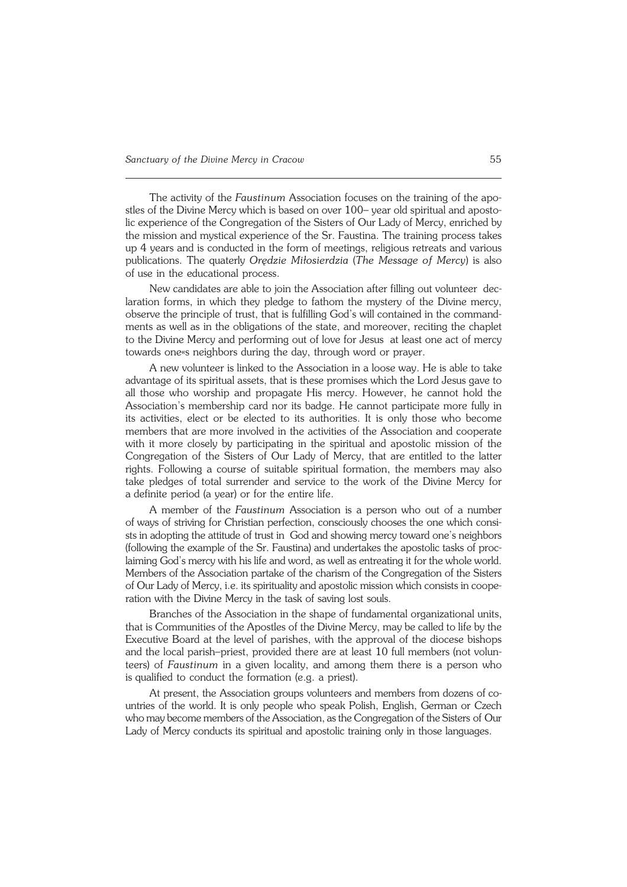The activity of the *Faustinum* Association focuses on the training of the apostles of the Divine Mercy which is based on over 100– year old spiritual and apostolic experience of the Congregation of the Sisters of Our Lady of Mercy, enriched by the mission and mystical experience of the Sr. Faustina. The training process takes up 4 years and is conducted in the form of meetings, religious retreats and various publications. The quaterly *Orędzie Miłosierdzia* (*The Message of Mercy*) is also of use in the educational process.

New candidates are able to join the Association after filling out volunteer declaration forms, in which they pledge to fathom the mystery of the Divine mercy, observe the principle of trust, that is fulfilling God's will contained in the commandments as well as in the obligations of the state, and moreover, reciting the chaplet to the Divine Mercy and performing out of love for Jesus at least one act of mercy towards one«s neighbors during the day, through word or prayer.

A new volunteer is linked to the Association in a loose way. He is able to take advantage of its spiritual assets, that is these promises which the Lord Jesus gave to all those who worship and propagate His mercy. However, he cannot hold the Association's membership card nor its badge. He cannot participate more fully in its activities, elect or be elected to its authorities. It is only those who become members that are more involved in the activities of the Association and cooperate with it more closely by participating in the spiritual and apostolic mission of the Congregation of the Sisters of Our Lady of Mercy, that are entitled to the latter rights. Following a course of suitable spiritual formation, the members may also take pledges of total surrender and service to the work of the Divine Mercy for a definite period (a year) or for the entire life.

A member of the *Faustinum* Association is a person who out of a number of ways of striving for Christian perfection, consciously chooses the one which consists in adopting the attitude of trust in God and showing mercy toward one's neighbors (following the example of the Sr. Faustina) and undertakes the apostolic tasks of proclaiming God's mercy with his life and word, as well as entreating it for the whole world. Members of the Association partake of the charism of the Congregation of the Sisters of Our Lady of Mercy, i.e. its spirituality and apostolic mission which consists in cooperation with the Divine Mercy in the task of saving lost souls.

Branches of the Association in the shape of fundamental organizational units, that is Communities of the Apostles of the Divine Mercy, may be called to life by the Executive Board at the level of parishes, with the approval of the diocese bishops and the local parish–priest, provided there are at least 10 full members (not volunteers) of *Faustinum* in a given locality, and among them there is a person who is qualified to conduct the formation (e.g. a priest).

At present, the Association groups volunteers and members from dozens of countries of the world. It is only people who speak Polish, English, German or Czech who may become members of the Association, as the Congregation of the Sisters of Our Lady of Mercy conducts its spiritual and apostolic training only in those languages.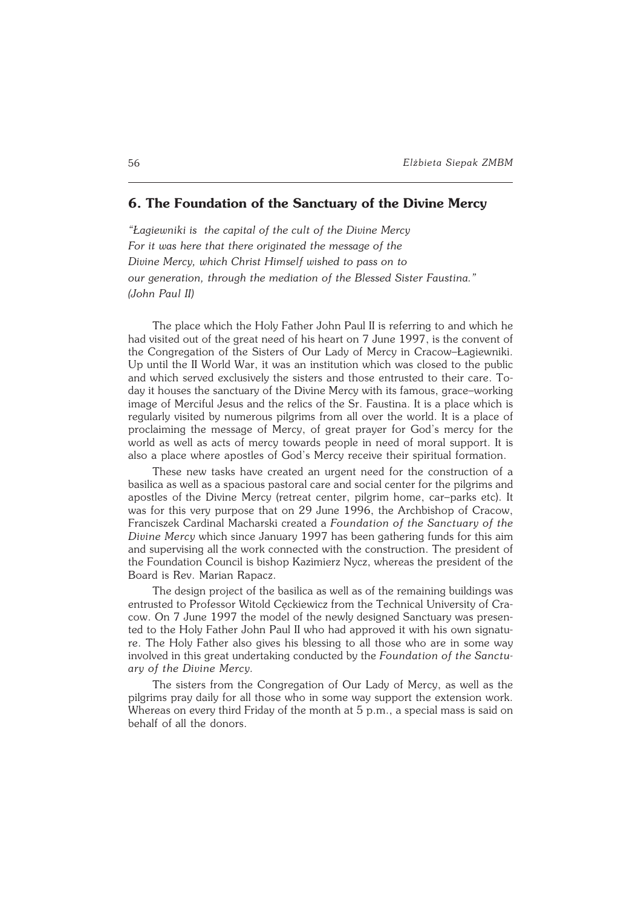## 6. The Foundation of the Sanctuary of the Divine Mercy

*"Łagiewniki is the capital of the cult of the Divine Mercy*
*For it was here that there originated the message of the*
*Divine Mercy, which Christ Himself wished to pass on to*
*our generation, through the mediation of the Blessed Sister Faustina."*
*(John Paul II)*

The place which the Holy Father John Paul II is referring to and which he had visited out of the great need of his heart on 7 June 1997, is the convent of the Congregation of the Sisters of Our Lady of Mercy in Cracow–Łagiewniki. Up until the II World War, it was an institution which was closed to the public and which served exclusively the sisters and those entrusted to their care. Today it houses the sanctuary of the Divine Mercy with its famous, grace–working image of Merciful Jesus and the relics of the Sr. Faustina. It is a place which is regularly visited by numerous pilgrims from all over the world. It is a place of proclaiming the message of Mercy, of great prayer for God's mercy for the world as well as acts of mercy towards people in need of moral support. It is also a place where apostles of God's Mercy receive their spiritual formation.

These new tasks have created an urgent need for the construction of a basilica as well as a spacious pastoral care and social center for the pilgrims and apostles of the Divine Mercy (retreat center, pilgrim home, car–parks etc). It was for this very purpose that on 29 June 1996, the Archbishop of Cracow, Franciszek Cardinal Macharski created a *Foundation of the Sanctuary of the Divine Mercy* which since January 1997 has been gathering funds for this aim and supervising all the work connected with the construction. The president of the Foundation Council is bishop Kazimierz Nycz, whereas the president of the Board is Rev. Marian Rapacz.

The design project of the basilica as well as of the remaining buildings was entrusted to Professor Witold Cęckiewicz from the Technical University of Cracow. On 7 June 1997 the model of the newly designed Sanctuary was presented to the Holy Father John Paul II who had approved it with his own signature. The Holy Father also gives his blessing to all those who are in some way involved in this great undertaking conducted by the *Foundation of the Sanctuary of the Divine Mercy.*

The sisters from the Congregation of Our Lady of Mercy, as well as the pilgrims pray daily for all those who in some way support the extension work. Whereas on every third Friday of the month at 5 p.m., a special mass is said on behalf of all the donors.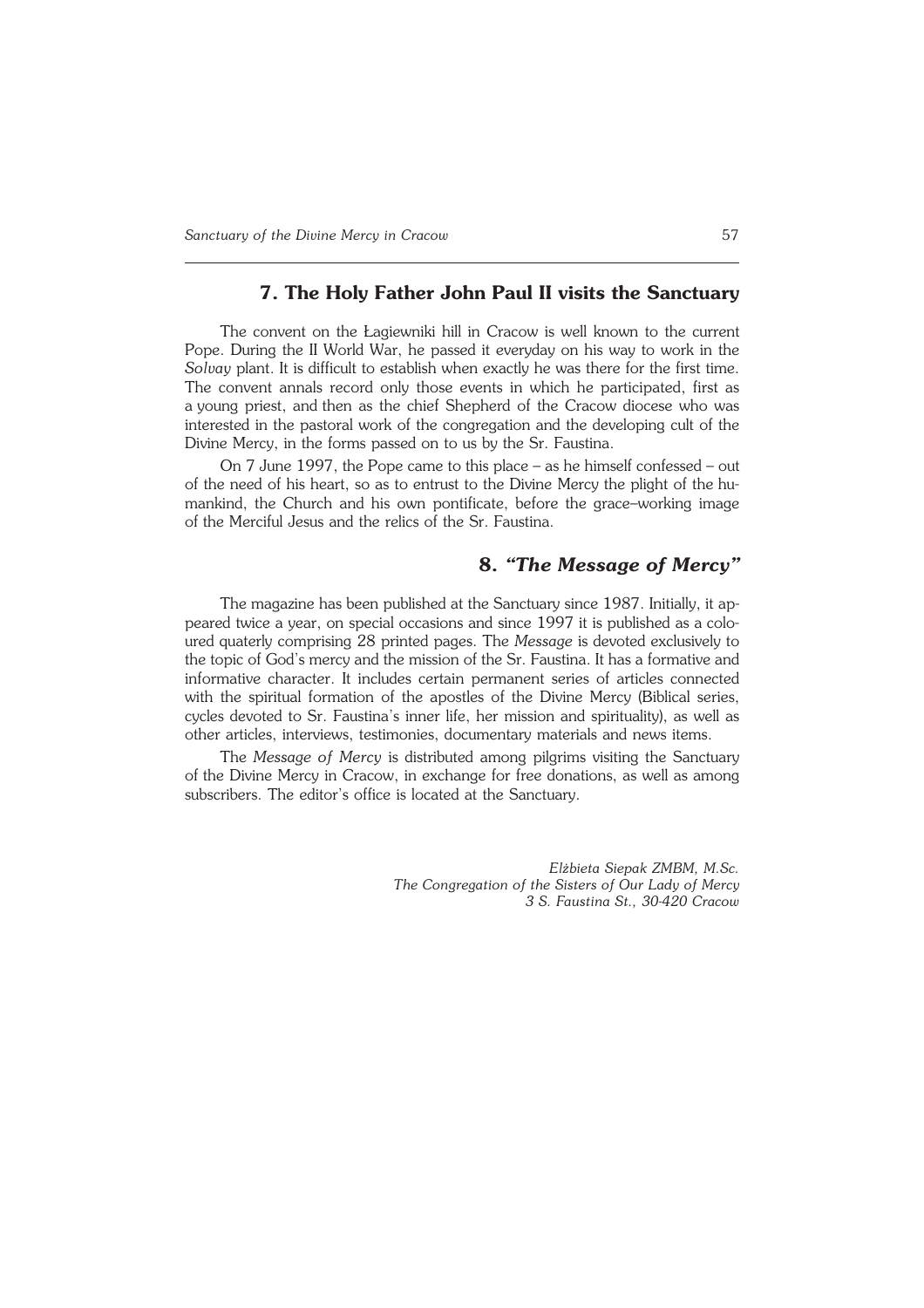## 7. The Holy Father John Paul II visits the Sanctuary

The convent on the Łagiewniki hill in Cracow is well known to the current Pope. During the II World War, he passed it everyday on his way to work in the *Solvay* plant. It is difficult to establish when exactly he was there for the first time. The convent annals record only those events in which he participated, first as a young priest, and then as the chief Shepherd of the Cracow diocese who was interested in the pastoral work of the congregation and the developing cult of the Divine Mercy, in the forms passed on to us by the Sr. Faustina.

On 7 June 1997, the Pope came to this place – as he himself confessed – out of the need of his heart, so as to entrust to the Divine Mercy the plight of the humankind, the Church and his own pontificate, before the grace–working image of the Merciful Jesus and the relics of the Sr. Faustina.

## 8. *"The Message of Mercy"*

The magazine has been published at the Sanctuary since 1987. Initially, it appeared twice a year, on special occasions and since 1997 it is published as a coloured quaterly comprising 28 printed pages. The *Message* is devoted exclusively to the topic of God's mercy and the mission of the Sr. Faustina. It has a formative and informative character. It includes certain permanent series of articles connected with the spiritual formation of the apostles of the Divine Mercy (Biblical series, cycles devoted to Sr. Faustina's inner life, her mission and spirituality), as well as other articles, interviews, testimonies, documentary materials and news items.

The *Message of Mercy* is distributed among pilgrims visiting the Sanctuary of the Divine Mercy in Cracow, in exchange for free donations, as well as among subscribers. The editor's office is located at the Sanctuary.

*Elżbieta Siepak ZMBM, M.Sc.*
*The Congregation of the Sisters of Our Lady of Mercy*
*3 S. Faustina St., 30-420 Cracow*